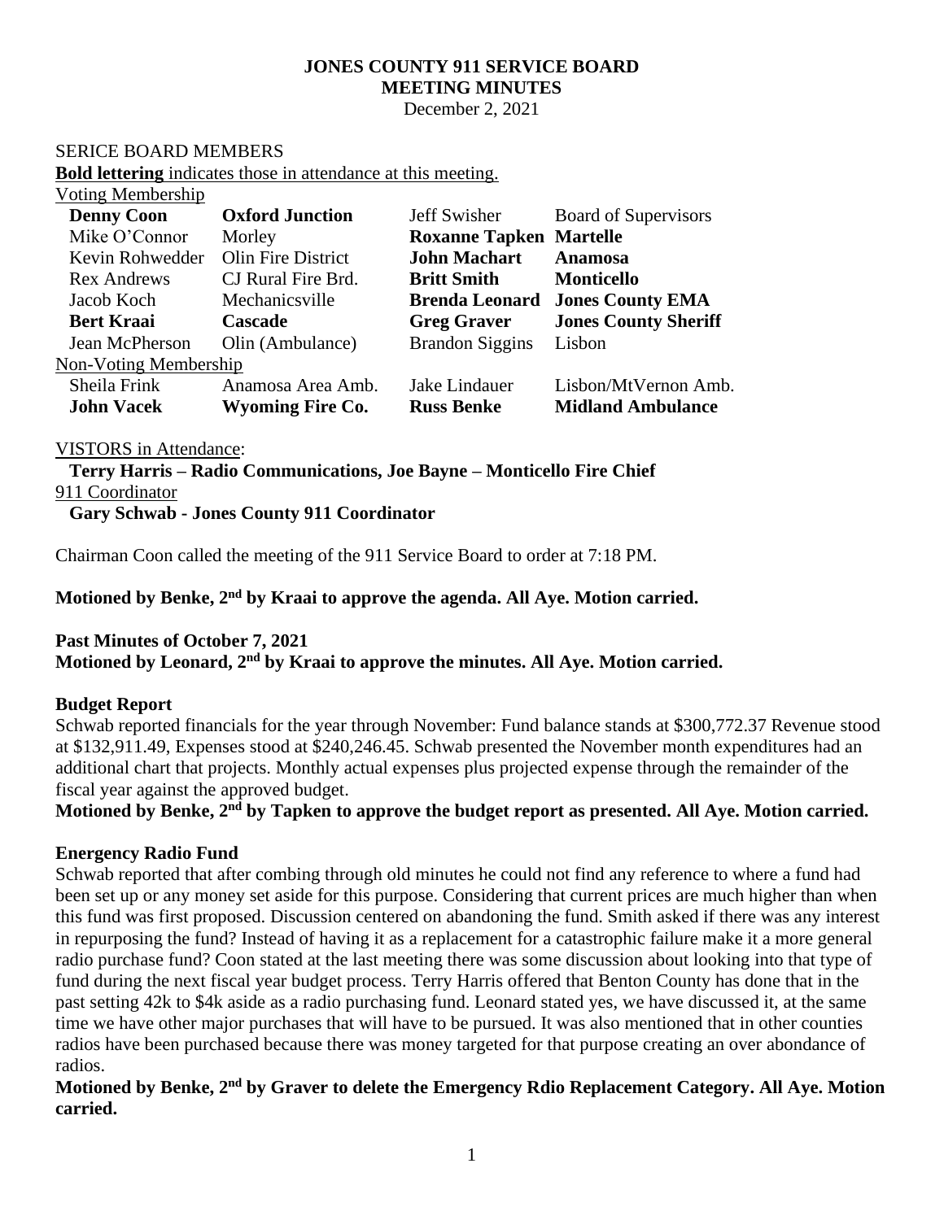**JONES COUNTY 911 SERVICE BOARD**
**MEETING MINUTES**
December 2, 2021

SERICE BOARD MEMBERS

**Bold lettering** indicates those in attendance at this meeting.

Voting Membership

| | | | |
|---|---|---|---|
| **Denny Coon** | **Oxford Junction** | Jeff Swisher | Board of Supervisors |
| Mike O'Connor | Morley | **Roxanne Tapken** | **Martelle** |
| Kevin Rohwedder | Olin Fire District | **John Machart** | **Anamosa** |
| Rex Andrews | CJ Rural Fire Brd. | **Britt Smith** | **Monticello** |
| Jacob Koch | Mechanicsville | **Brenda Leonard** | **Jones County EMA** |
| **Bert Kraai** | **Cascade** | **Greg Graver** | **Jones County Sheriff** |
| Jean McPherson | Olin (Ambulance) | Brandon Siggins | Lisbon |

Non-Voting Membership

| | | | |
|---|---|---|---|
| Sheila Frink | Anamosa Area Amb. | Jake Lindauer | Lisbon/MtVernon Amb. |
| **John Vacek** | **Wyoming Fire Co.** | **Russ Benke** | **Midland Ambulance** |

VISTORS in Attendance:

**Terry Harris – Radio Communications, Joe Bayne – Monticello Fire Chief**

911 Coordinator

**Gary Schwab - Jones County 911 Coordinator**

Chairman Coon called the meeting of the 911 Service Board to order at 7:18 PM.

**Motioned by Benke, 2nd by Kraai to approve the agenda. All Aye. Motion carried.**

**Past Minutes of October 7, 2021**
**Motioned by Leonard, 2nd by Kraai to approve the minutes. All Aye. Motion carried.**

**Budget Report**

Schwab reported financials for the year through November: Fund balance stands at $300,772.37 Revenue stood at $132,911.49, Expenses stood at $240,246.45. Schwab presented the November month expenditures had an additional chart that projects. Monthly actual expenses plus projected expense through the remainder of the fiscal year against the approved budget.

**Motioned by Benke, 2nd by Tapken to approve the budget report as presented. All Aye. Motion carried.**

**Energency Radio Fund**

Schwab reported that after combing through old minutes he could not find any reference to where a fund had been set up or any money set aside for this purpose. Considering that current prices are much higher than when this fund was first proposed. Discussion centered on abandoning the fund. Smith asked if there was any interest in repurposing the fund? Instead of having it as a replacement for a catastrophic failure make it a more general radio purchase fund? Coon stated at the last meeting there was some discussion about looking into that type of fund during the next fiscal year budget process. Terry Harris offered that Benton County has done that in the past setting 42k to $4k aside as a radio purchasing fund. Leonard stated yes, we have discussed it, at the same time we have other major purchases that will have to be pursued. It was also mentioned that in other counties radios have been purchased because there was money targeted for that purpose creating an over abondance of radios.

**Motioned by Benke, 2nd by Graver to delete the Emergency Rdio Replacement Category. All Aye. Motion carried.**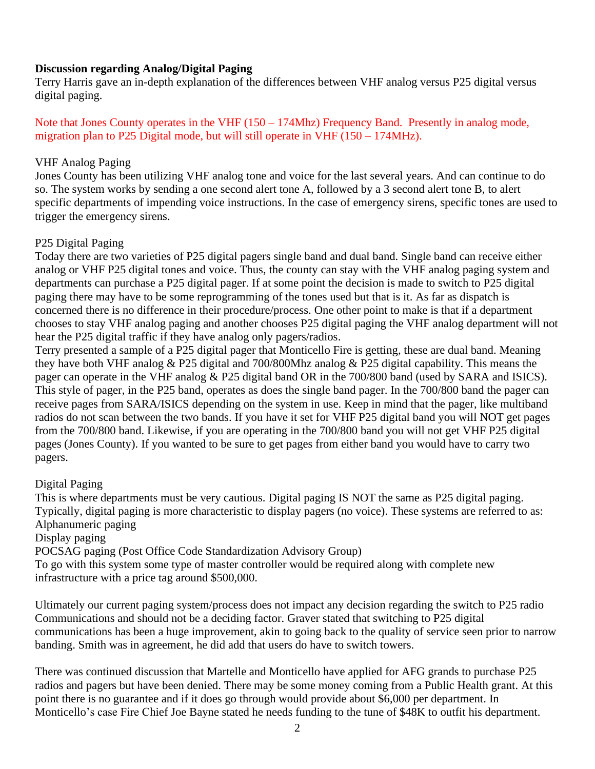**Discussion regarding Analog/Digital Paging**

Terry Harris gave an in-depth explanation of the differences between VHF analog versus P25 digital versus digital paging.

Note that Jones County operates in the VHF (150 – 174Mhz) Frequency Band. Presently in analog mode, migration plan to P25 Digital mode, but will still operate in VHF (150 – 174MHz).

VHF Analog Paging

Jones County has been utilizing VHF analog tone and voice for the last several years. And can continue to do so. The system works by sending a one second alert tone A, followed by a 3 second alert tone B, to alert specific departments of impending voice instructions. In the case of emergency sirens, specific tones are used to trigger the emergency sirens.

P25 Digital Paging

Today there are two varieties of P25 digital pagers single band and dual band. Single band can receive either analog or VHF P25 digital tones and voice. Thus, the county can stay with the VHF analog paging system and departments can purchase a P25 digital pager. If at some point the decision is made to switch to P25 digital paging there may have to be some reprogramming of the tones used but that is it. As far as dispatch is concerned there is no difference in their procedure/process. One other point to make is that if a department chooses to stay VHF analog paging and another chooses P25 digital paging the VHF analog department will not hear the P25 digital traffic if they have analog only pagers/radios.

Terry presented a sample of a P25 digital pager that Monticello Fire is getting, these are dual band. Meaning they have both VHF analog & P25 digital and 700/800Mhz analog & P25 digital capability. This means the pager can operate in the VHF analog & P25 digital band OR in the 700/800 band (used by SARA and ISICS). This style of pager, in the P25 band, operates as does the single band pager. In the 700/800 band the pager can receive pages from SARA/ISICS depending on the system in use. Keep in mind that the pager, like multiband radios do not scan between the two bands. If you have it set for VHF P25 digital band you will NOT get pages from the 700/800 band. Likewise, if you are operating in the 700/800 band you will not get VHF P25 digital pages (Jones County). If you wanted to be sure to get pages from either band you would have to carry two pagers.

Digital Paging

This is where departments must be very cautious. Digital paging IS NOT the same as P25 digital paging. Typically, digital paging is more characteristic to display pagers (no voice). These systems are referred to as:

Alphanumeric paging

Display paging

POCSAG paging (Post Office Code Standardization Advisory Group)

To go with this system some type of master controller would be required along with complete new infrastructure with a price tag around $500,000.

Ultimately our current paging system/process does not impact any decision regarding the switch to P25 radio Communications and should not be a deciding factor. Graver stated that switching to P25 digital communications has been a huge improvement, akin to going back to the quality of service seen prior to narrow banding. Smith was in agreement, he did add that users do have to switch towers.

There was continued discussion that Martelle and Monticello have applied for AFG grands to purchase P25 radios and pagers but have been denied. There may be some money coming from a Public Health grant. At this point there is no guarantee and if it does go through would provide about $6,000 per department. In Monticello's case Fire Chief Joe Bayne stated he needs funding to the tune of $48K to outfit his department.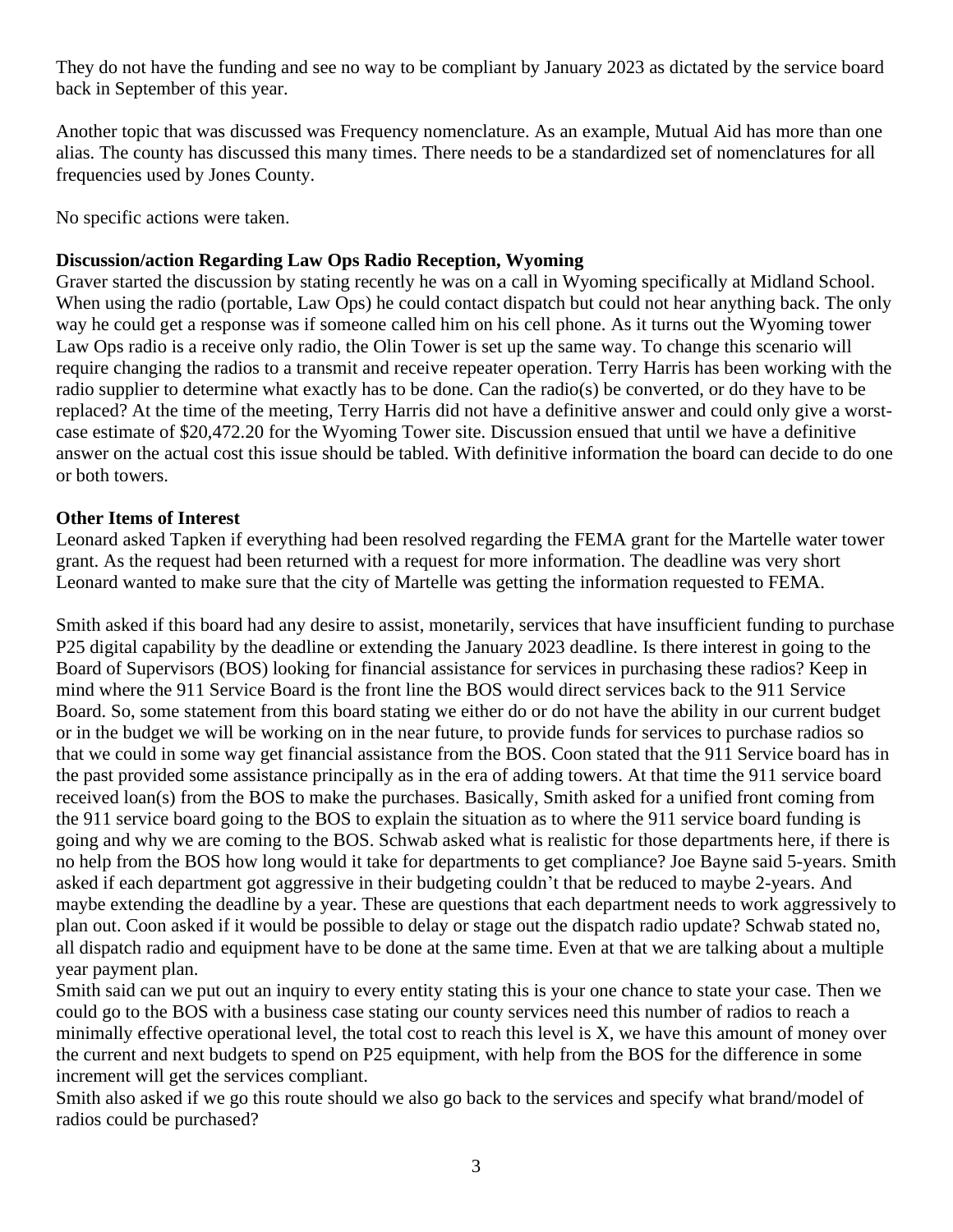They do not have the funding and see no way to be compliant by January 2023 as dictated by the service board back in September of this year.

Another topic that was discussed was Frequency nomenclature. As an example, Mutual Aid has more than one alias. The county has discussed this many times. There needs to be a standardized set of nomenclatures for all frequencies used by Jones County.

No specific actions were taken.

**Discussion/action Regarding Law Ops Radio Reception, Wyoming**

Graver started the discussion by stating recently he was on a call in Wyoming specifically at Midland School. When using the radio (portable, Law Ops) he could contact dispatch but could not hear anything back. The only way he could get a response was if someone called him on his cell phone. As it turns out the Wyoming tower Law Ops radio is a receive only radio, the Olin Tower is set up the same way. To change this scenario will require changing the radios to a transmit and receive repeater operation. Terry Harris has been working with the radio supplier to determine what exactly has to be done. Can the radio(s) be converted, or do they have to be replaced? At the time of the meeting, Terry Harris did not have a definitive answer and could only give a worst-case estimate of $20,472.20 for the Wyoming Tower site. Discussion ensued that until we have a definitive answer on the actual cost this issue should be tabled. With definitive information the board can decide to do one or both towers.

**Other Items of Interest**

Leonard asked Tapken if everything had been resolved regarding the FEMA grant for the Martelle water tower grant. As the request had been returned with a request for more information. The deadline was very short Leonard wanted to make sure that the city of Martelle was getting the information requested to FEMA.

Smith asked if this board had any desire to assist, monetarily, services that have insufficient funding to purchase P25 digital capability by the deadline or extending the January 2023 deadline. Is there interest in going to the Board of Supervisors (BOS) looking for financial assistance for services in purchasing these radios? Keep in mind where the 911 Service Board is the front line the BOS would direct services back to the 911 Service Board. So, some statement from this board stating we either do or do not have the ability in our current budget or in the budget we will be working on in the near future, to provide funds for services to purchase radios so that we could in some way get financial assistance from the BOS. Coon stated that the 911 Service board has in the past provided some assistance principally as in the era of adding towers. At that time the 911 service board received loan(s) from the BOS to make the purchases. Basically, Smith asked for a unified front coming from the 911 service board going to the BOS to explain the situation as to where the 911 service board funding is going and why we are coming to the BOS. Schwab asked what is realistic for those departments here, if there is no help from the BOS how long would it take for departments to get compliance? Joe Bayne said 5-years. Smith asked if each department got aggressive in their budgeting couldn't that be reduced to maybe 2-years. And maybe extending the deadline by a year. These are questions that each department needs to work aggressively to plan out. Coon asked if it would be possible to delay or stage out the dispatch radio update? Schwab stated no, all dispatch radio and equipment have to be done at the same time. Even at that we are talking about a multiple year payment plan.

Smith said can we put out an inquiry to every entity stating this is your one chance to state your case. Then we could go to the BOS with a business case stating our county services need this number of radios to reach a minimally effective operational level, the total cost to reach this level is X, we have this amount of money over the current and next budgets to spend on P25 equipment, with help from the BOS for the difference in some increment will get the services compliant.

Smith also asked if we go this route should we also go back to the services and specify what brand/model of radios could be purchased?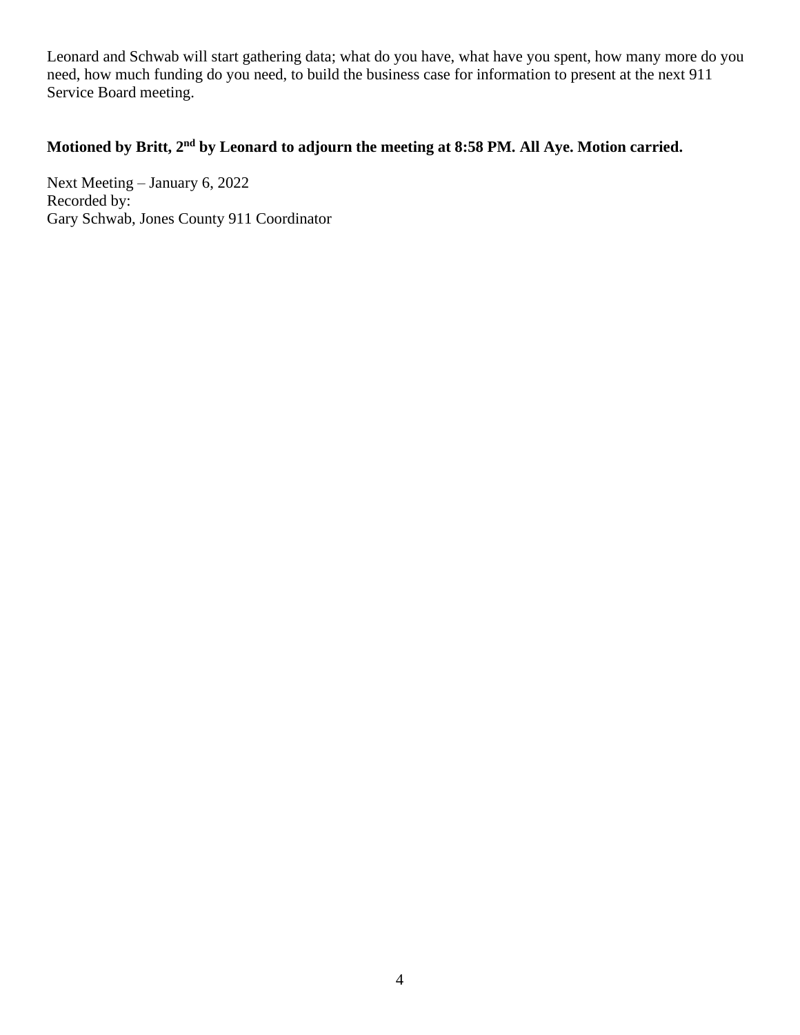Leonard and Schwab will start gathering data; what do you have, what have you spent, how many more do you need, how much funding do you need, to build the business case for information to present at the next 911 Service Board meeting.

**Motioned by Britt, 2nd by Leonard to adjourn the meeting at 8:58 PM. All Aye. Motion carried.**

Next Meeting – January 6, 2022
Recorded by:
Gary Schwab, Jones County 911 Coordinator